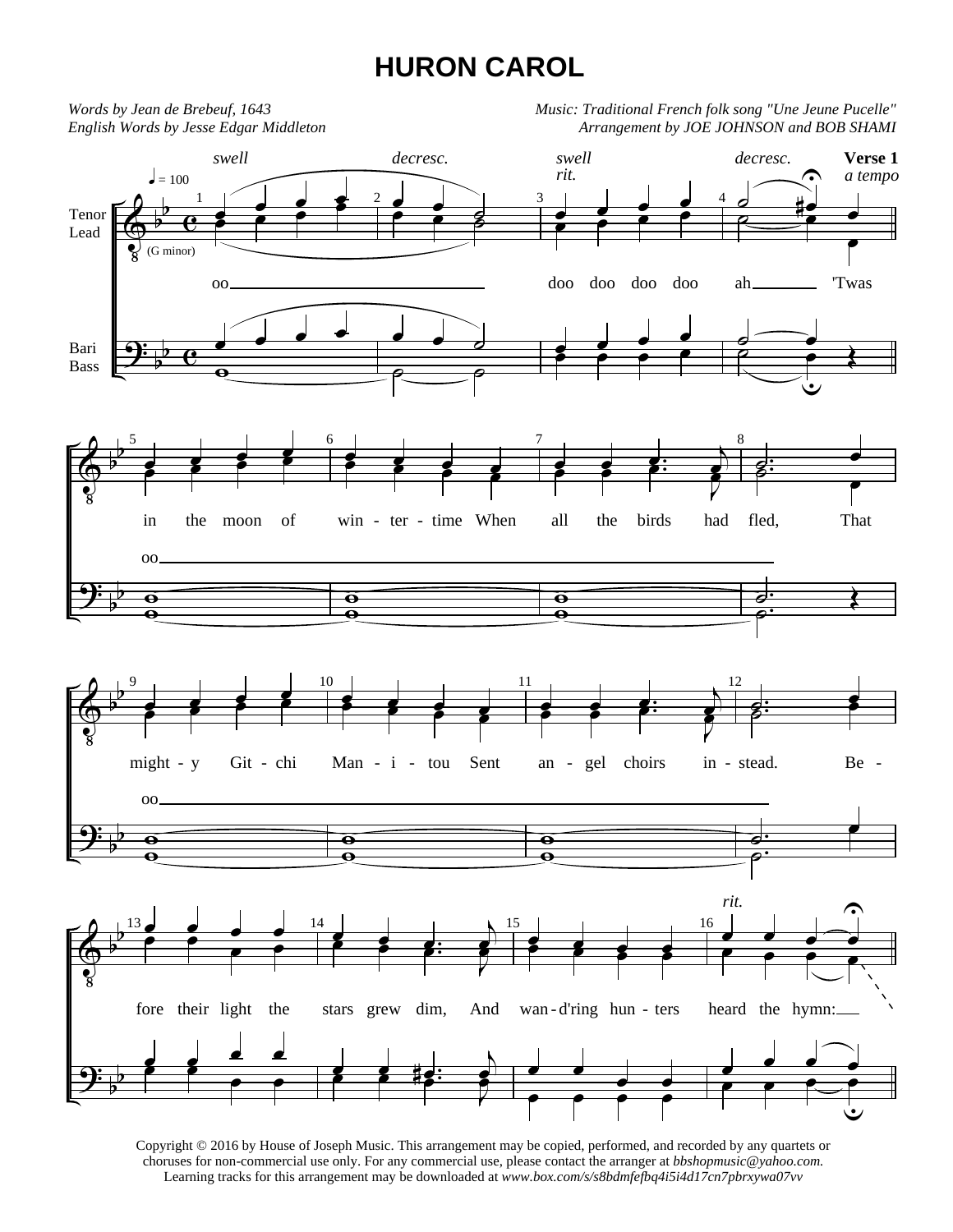# HURON CAROL

*Words by Jean de Brebeuf, 1643*
*English Words by Jesse Edgar Middleton*

*Music: Traditional French folk song "Une Jeune Pucelle"*
*Arrangement by JOE JOHNSON and BOB SHAMI*

♩ = 100 — (G minor)

*swell* — *decresc.* — *swell* *rit.* — *decresc.* — **Verse 1** *a tempo*

Tenor / Lead; Bari / Bass

oo — doo doo doo doo ah — 'Twas

in the moon of win - ter - time When all the birds had fled, That

oo

might - y Git - chi Man - i - tou Sent an - gel choirs in - stead. Be -

oo

fore their light the stars grew dim, And wan - d'ring hun - ters heard the hymn: *rit.*

Copyright © 2016 by House of Joseph Music. This arrangement may be copied, performed, and recorded by any quartets or choruses for non-commercial use only. For any commercial use, please contact the arranger at *bbshopmusic@yahoo.com.*
Learning tracks for this arrangement may be downloaded at *www.box.com/s/s8bdmfefbq4i5i4d17cn7pbrxywa07vv*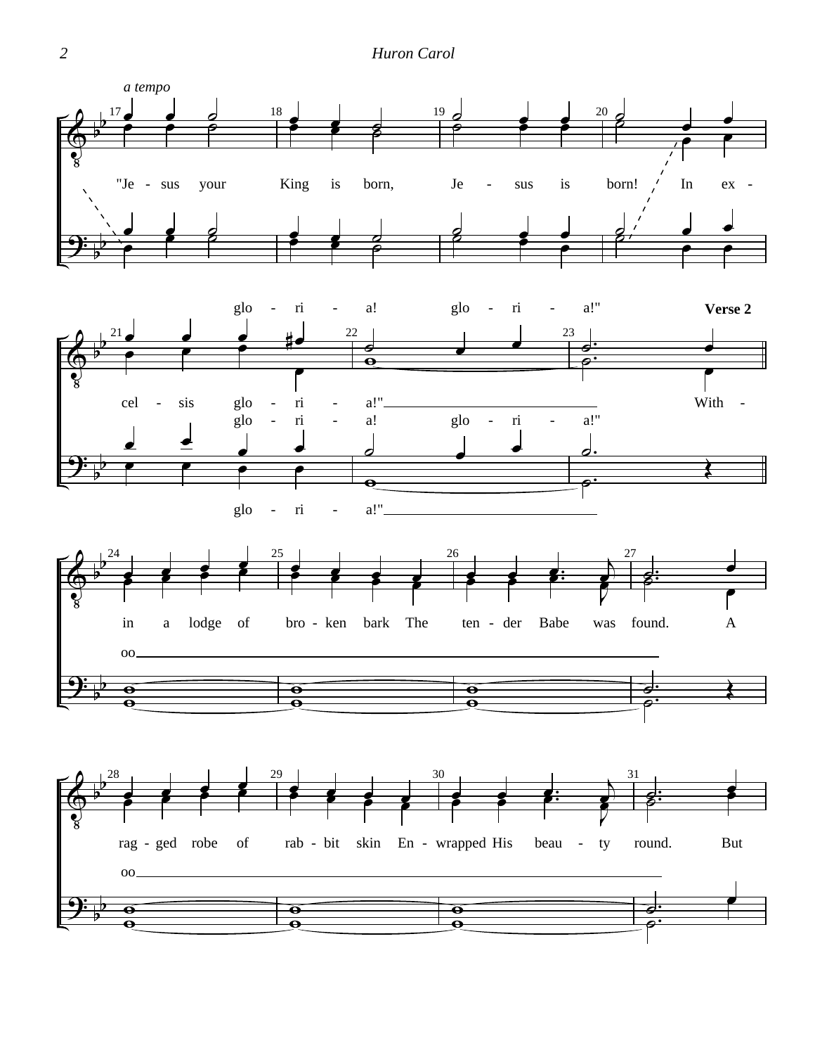*a tempo*

"Je - sus your King is born, Je - sus is born! In ex - cel - sis glo - ri - a!"

glo - ri - a! glo - ri - a!"

glo - ri - a! glo - ri - a!"

glo - ri - a!"

**Verse 2**

With - in a lodge of bro - ken bark The ten - der Babe was found. A rag - ged robe of rab - bit skin En - wrapped His beau - ty round. But

oo

oo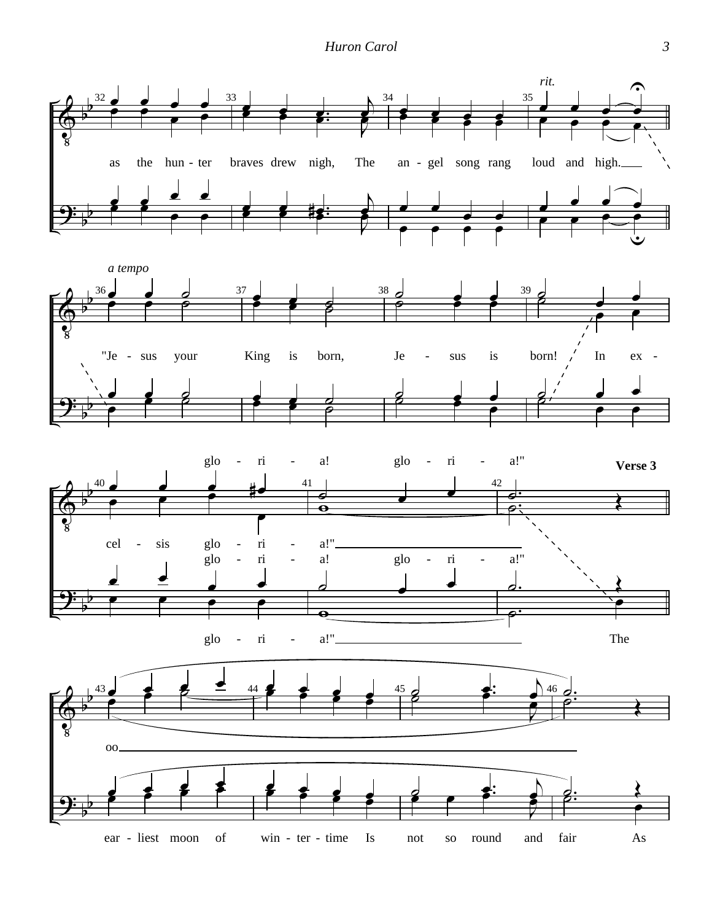*rit.*

as the hun - ter braves drew nigh, The an - gel song rang loud and high.

*a tempo*

"Je - sus your King is born, Je - sus is born! In ex -

cel - sis glo - ri - a! glo - ri - a!"

glo - ri - a!"

glo - ri - a! glo - ri - a!"

**Verse 3**

glo - ri - a!" The

oo

ear - liest moon of win - ter - time Is not so round and fair As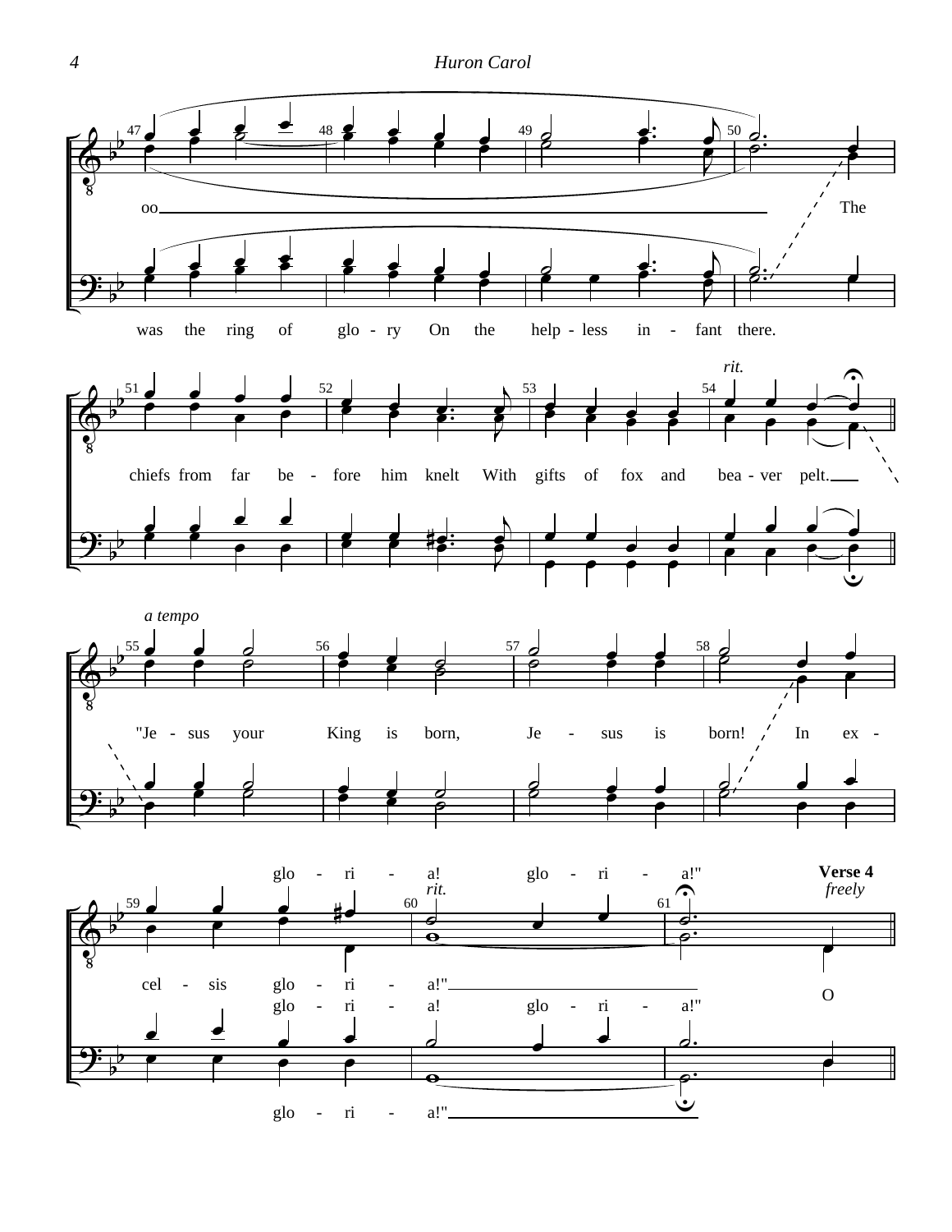oo The

was the ring of glo - ry On the help - less in - fant there.

*rit.*

chiefs from far be - fore him knelt With gifts of fox and bea - ver pelt.

*a tempo*

"Je - sus your King is born, Je - sus is born! In ex -

glo - ri - a! glo - ri - a!"

*rit.*

**Verse 4**
*freely*

cel - sis glo - ri - a!"

glo - ri - a! glo - ri - a!"

O

glo - ri - a!"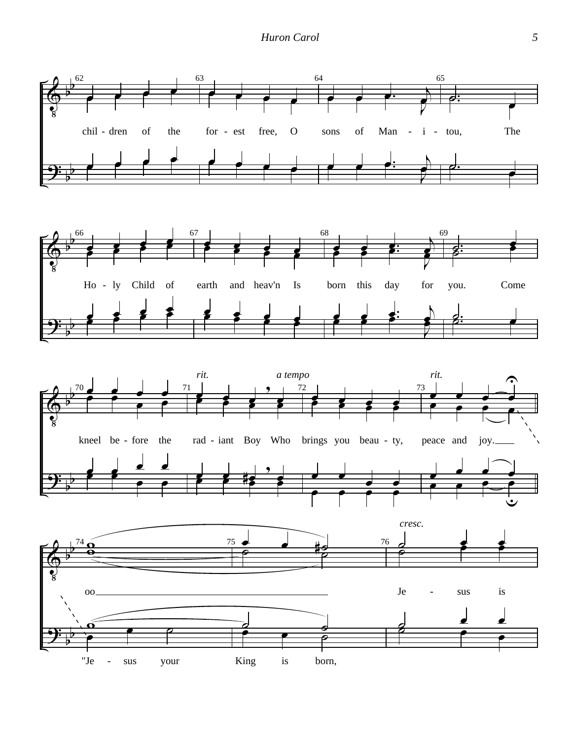62 63 64 65

chil - dren of the for - est free, O sons of Man - i - tou, The

66 67 68 69

Ho - ly Child of earth and heav'n Is born this day for you. Come

*rit.* *a tempo* *rit.*

70 71 72 73

kneel be - fore the rad - iant Boy Who brings you beau - ty, peace and joy.

*cresc.*

74 75 76

oo

Je - sus is

"Je - sus your King is born,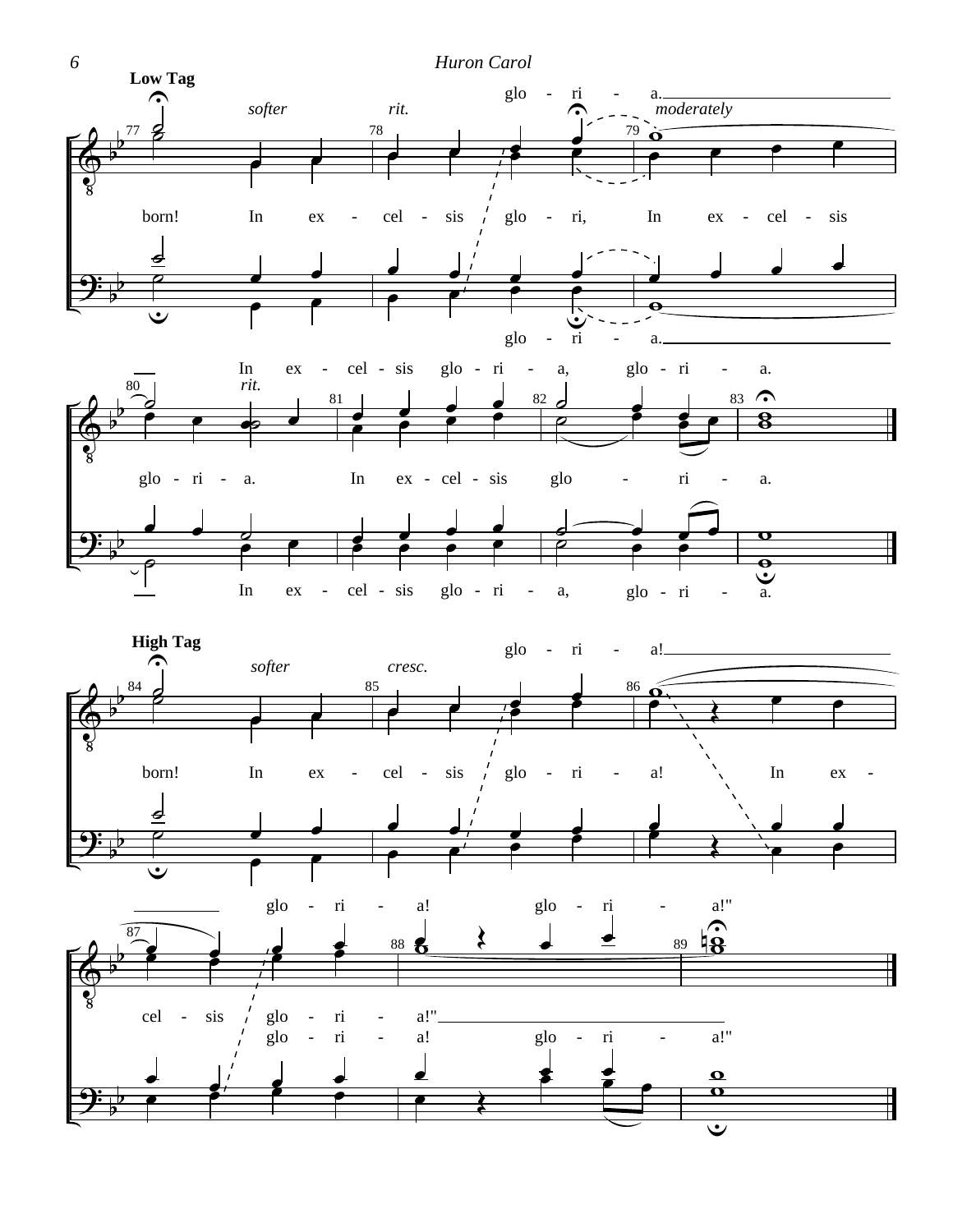**Low Tag**

*softer* *rit.* *moderately*

glo - ri - a.

born! In ex - cel - sis glo - ri, In ex - cel - sis

glo - ri - a.

In ex - cel - sis glo - ri - a, glo - ri - a.

*rit.*

glo - ri - a. In ex - cel - sis glo - ri - a.

In ex - cel - sis glo - ri - a, glo - ri - a.

**High Tag**

*softer* *cresc.*

glo - ri - a!

born! In ex - cel - sis glo - ri - a! In ex -

glo - ri - a! glo - ri - a!"

cel - sis glo - ri - a!"

glo - ri - a! glo - ri - a!"